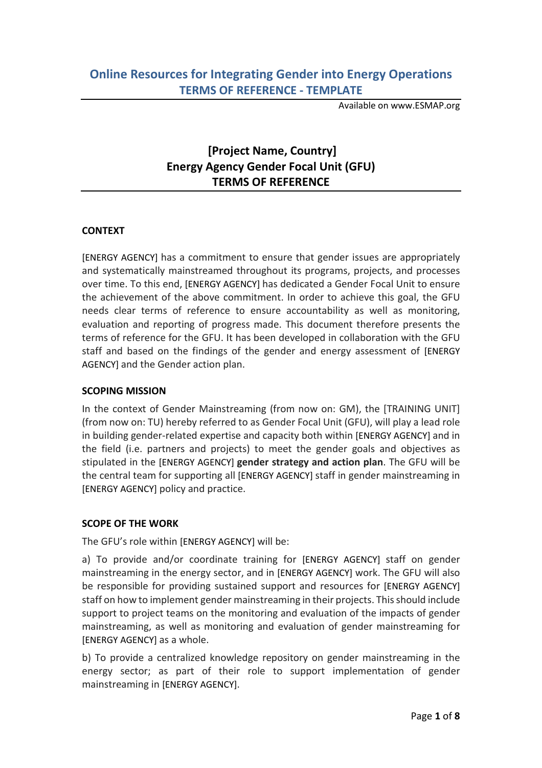# Online Resources for Integrating Gender into Energy Operations

## TERMS OF REFERENCE - TEMPLATE

Available on www.ESMAP.org

## [Project Name, Country]
## Energy Agency Gender Focal Unit (GFU)
## TERMS OF REFERENCE

### CONTEXT

[ENERGY AGENCY] has a commitment to ensure that gender issues are appropriately and systematically mainstreamed throughout its programs, projects, and processes over time. To this end, [ENERGY AGENCY] has dedicated a Gender Focal Unit to ensure the achievement of the above commitment. In order to achieve this goal, the GFU needs clear terms of reference to ensure accountability as well as monitoring, evaluation and reporting of progress made. This document therefore presents the terms of reference for the GFU. It has been developed in collaboration with the GFU staff and based on the findings of the gender and energy assessment of [ENERGY AGENCY] and the Gender action plan.

### SCOPING MISSION

In the context of Gender Mainstreaming (from now on: GM), the [TRAINING UNIT] (from now on: TU) hereby referred to as Gender Focal Unit (GFU), will play a lead role in building gender-related expertise and capacity both within [ENERGY AGENCY] and in the field (i.e. partners and projects) to meet the gender goals and objectives as stipulated in the [ENERGY AGENCY] **gender strategy and action plan**. The GFU will be the central team for supporting all [ENERGY AGENCY] staff in gender mainstreaming in [ENERGY AGENCY] policy and practice.

### SCOPE OF THE WORK

The GFU's role within [ENERGY AGENCY] will be:

a) To provide and/or coordinate training for [ENERGY AGENCY] staff on gender mainstreaming in the energy sector, and in [ENERGY AGENCY] work. The GFU will also be responsible for providing sustained support and resources for [ENERGY AGENCY] staff on how to implement gender mainstreaming in their projects. This should include support to project teams on the monitoring and evaluation of the impacts of gender mainstreaming, as well as monitoring and evaluation of gender mainstreaming for [ENERGY AGENCY] as a whole.

b) To provide a centralized knowledge repository on gender mainstreaming in the energy sector; as part of their role to support implementation of gender mainstreaming in [ENERGY AGENCY].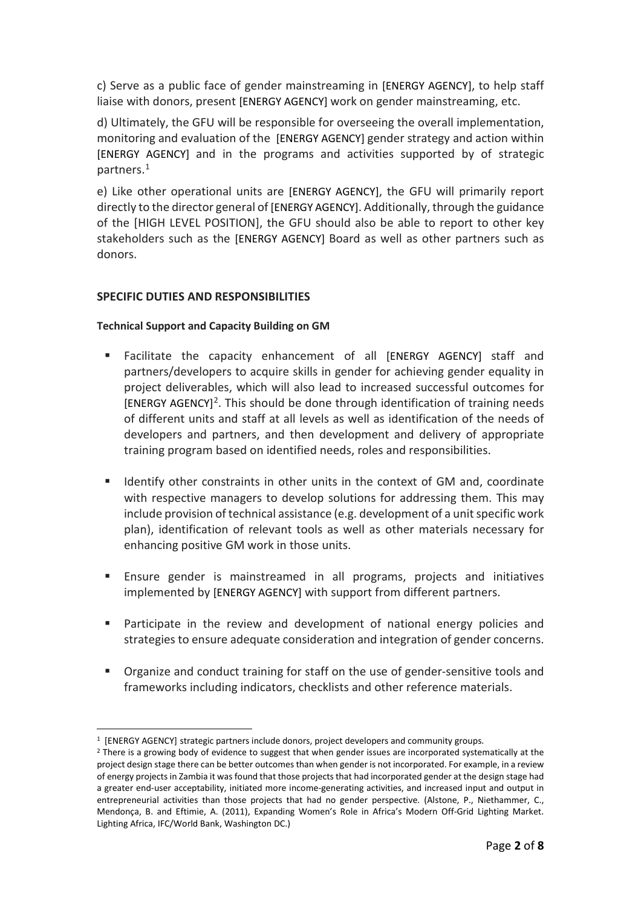c) Serve as a public face of gender mainstreaming in [ENERGY AGENCY], to help staff liaise with donors, present [ENERGY AGENCY] work on gender mainstreaming, etc.

d) Ultimately, the GFU will be responsible for overseeing the overall implementation, monitoring and evaluation of the [ENERGY AGENCY] gender strategy and action within [ENERGY AGENCY] and in the programs and activities supported by of strategic partners.[1]

e) Like other operational units are [ENERGY AGENCY], the GFU will primarily report directly to the director general of [ENERGY AGENCY]. Additionally, through the guidance of the [HIGH LEVEL POSITION], the GFU should also be able to report to other key stakeholders such as the [ENERGY AGENCY] Board as well as other partners such as donors.

## SPECIFIC DUTIES AND RESPONSIBILITIES

### Technical Support and Capacity Building on GM

- Facilitate the capacity enhancement of all [ENERGY AGENCY] staff and partners/developers to acquire skills in gender for achieving gender equality in project deliverables, which will also lead to increased successful outcomes for [ENERGY AGENCY][2]. This should be done through identification of training needs of different units and staff at all levels as well as identification of the needs of developers and partners, and then development and delivery of appropriate training program based on identified needs, roles and responsibilities.

- Identify other constraints in other units in the context of GM and, coordinate with respective managers to develop solutions for addressing them. This may include provision of technical assistance (e.g. development of a unit specific work plan), identification of relevant tools as well as other materials necessary for enhancing positive GM work in those units.

- Ensure gender is mainstreamed in all programs, projects and initiatives implemented by [ENERGY AGENCY] with support from different partners.

- Participate in the review and development of national energy policies and strategies to ensure adequate consideration and integration of gender concerns.

- Organize and conduct training for staff on the use of gender-sensitive tools and frameworks including indicators, checklists and other reference materials.

---

[1] [ENERGY AGENCY] strategic partners include donors, project developers and community groups.

[2] There is a growing body of evidence to suggest that when gender issues are incorporated systematically at the project design stage there can be better outcomes than when gender is not incorporated. For example, in a review of energy projects in Zambia it was found that those projects that had incorporated gender at the design stage had a greater end-user acceptability, initiated more income-generating activities, and increased input and output in entrepreneurial activities than those projects that had no gender perspective. (Alstone, P., Niethammer, C., Mendonça, B. and Eftimie, A. (2011), Expanding Women's Role in Africa's Modern Off-Grid Lighting Market. Lighting Africa, IFC/World Bank, Washington DC.)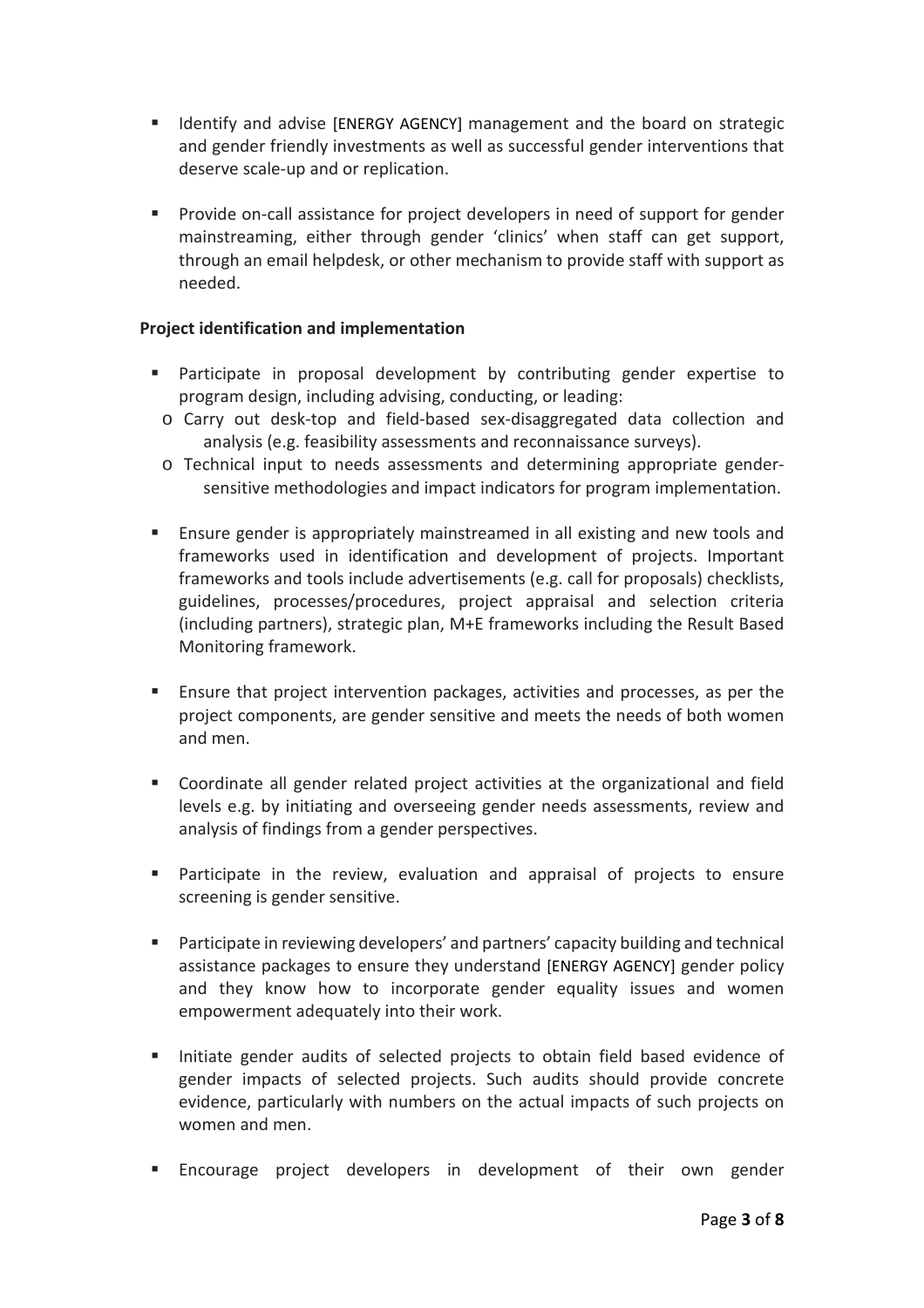- Identify and advise [ENERGY AGENCY] management and the board on strategic and gender friendly investments as well as successful gender interventions that deserve scale-up and or replication.

- Provide on-call assistance for project developers in need of support for gender mainstreaming, either through gender 'clinics' when staff can get support, through an email helpdesk, or other mechanism to provide staff with support as needed.

**Project identification and implementation**

- Participate in proposal development by contributing gender expertise to program design, including advising, conducting, or leading:
  - Carry out desk-top and field-based sex-disaggregated data collection and analysis (e.g. feasibility assessments and reconnaissance surveys).
  - Technical input to needs assessments and determining appropriate gender-sensitive methodologies and impact indicators for program implementation.

- Ensure gender is appropriately mainstreamed in all existing and new tools and frameworks used in identification and development of projects. Important frameworks and tools include advertisements (e.g. call for proposals) checklists, guidelines, processes/procedures, project appraisal and selection criteria (including partners), strategic plan, M+E frameworks including the Result Based Monitoring framework.

- Ensure that project intervention packages, activities and processes, as per the project components, are gender sensitive and meets the needs of both women and men.

- Coordinate all gender related project activities at the organizational and field levels e.g. by initiating and overseeing gender needs assessments, review and analysis of findings from a gender perspectives.

- Participate in the review, evaluation and appraisal of projects to ensure screening is gender sensitive.

- Participate in reviewing developers' and partners' capacity building and technical assistance packages to ensure they understand [ENERGY AGENCY] gender policy and they know how to incorporate gender equality issues and women empowerment adequately into their work.

- Initiate gender audits of selected projects to obtain field based evidence of gender impacts of selected projects. Such audits should provide concrete evidence, particularly with numbers on the actual impacts of such projects on women and men.

- Encourage project developers in development of their own gender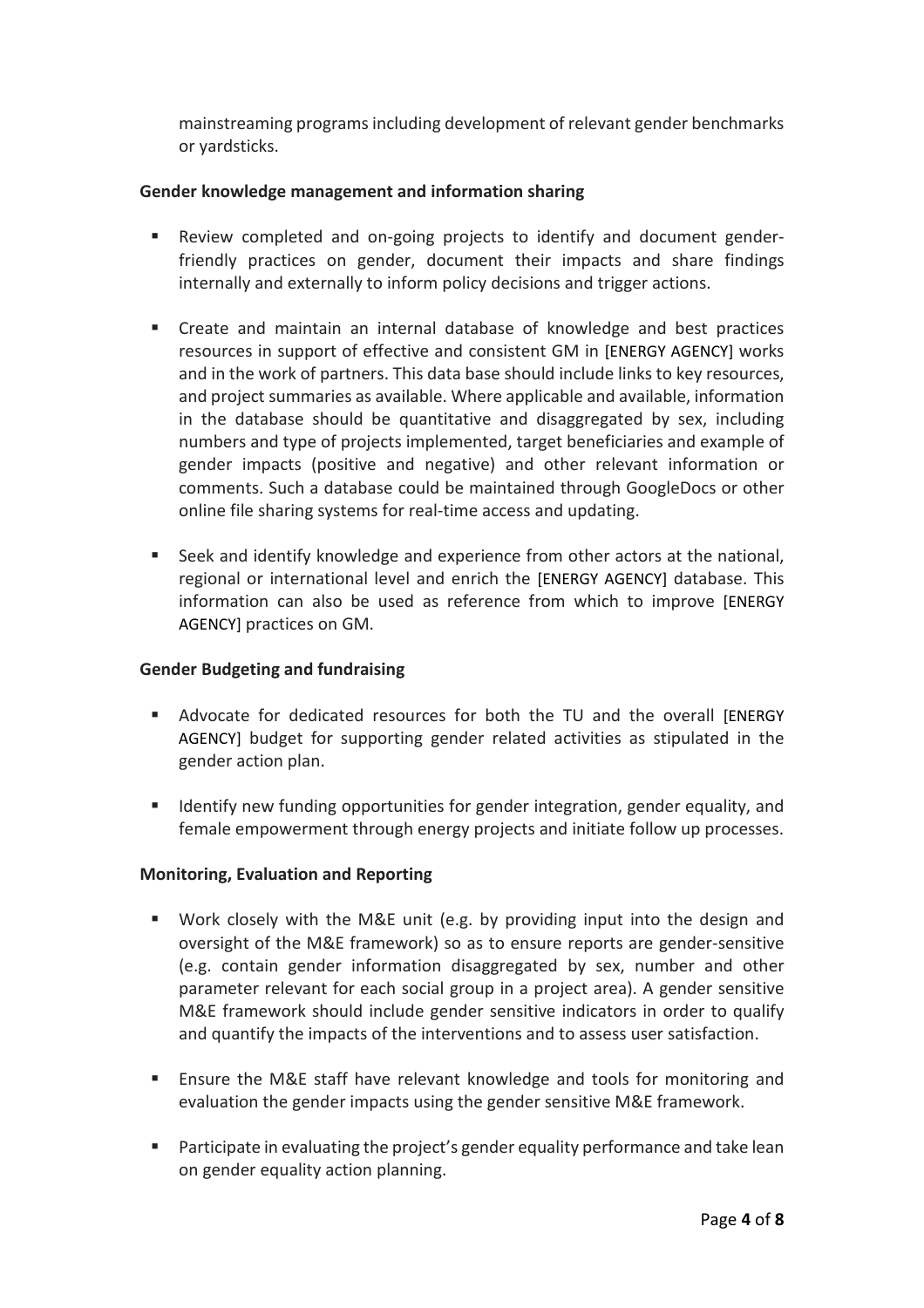mainstreaming programs including development of relevant gender benchmarks or yardsticks.

**Gender knowledge management and information sharing**

- Review completed and on-going projects to identify and document gender-friendly practices on gender, document their impacts and share findings internally and externally to inform policy decisions and trigger actions.

- Create and maintain an internal database of knowledge and best practices resources in support of effective and consistent GM in [ENERGY AGENCY] works and in the work of partners. This data base should include links to key resources, and project summaries as available. Where applicable and available, information in the database should be quantitative and disaggregated by sex, including numbers and type of projects implemented, target beneficiaries and example of gender impacts (positive and negative) and other relevant information or comments. Such a database could be maintained through GoogleDocs or other online file sharing systems for real-time access and updating.

- Seek and identify knowledge and experience from other actors at the national, regional or international level and enrich the [ENERGY AGENCY] database. This information can also be used as reference from which to improve [ENERGY AGENCY] practices on GM.

**Gender Budgeting and fundraising**

- Advocate for dedicated resources for both the TU and the overall [ENERGY AGENCY] budget for supporting gender related activities as stipulated in the gender action plan.

- Identify new funding opportunities for gender integration, gender equality, and female empowerment through energy projects and initiate follow up processes.

**Monitoring, Evaluation and Reporting**

- Work closely with the M&E unit (e.g. by providing input into the design and oversight of the M&E framework) so as to ensure reports are gender-sensitive (e.g. contain gender information disaggregated by sex, number and other parameter relevant for each social group in a project area). A gender sensitive M&E framework should include gender sensitive indicators in order to qualify and quantify the impacts of the interventions and to assess user satisfaction.

- Ensure the M&E staff have relevant knowledge and tools for monitoring and evaluation the gender impacts using the gender sensitive M&E framework.

- Participate in evaluating the project's gender equality performance and take lean on gender equality action planning.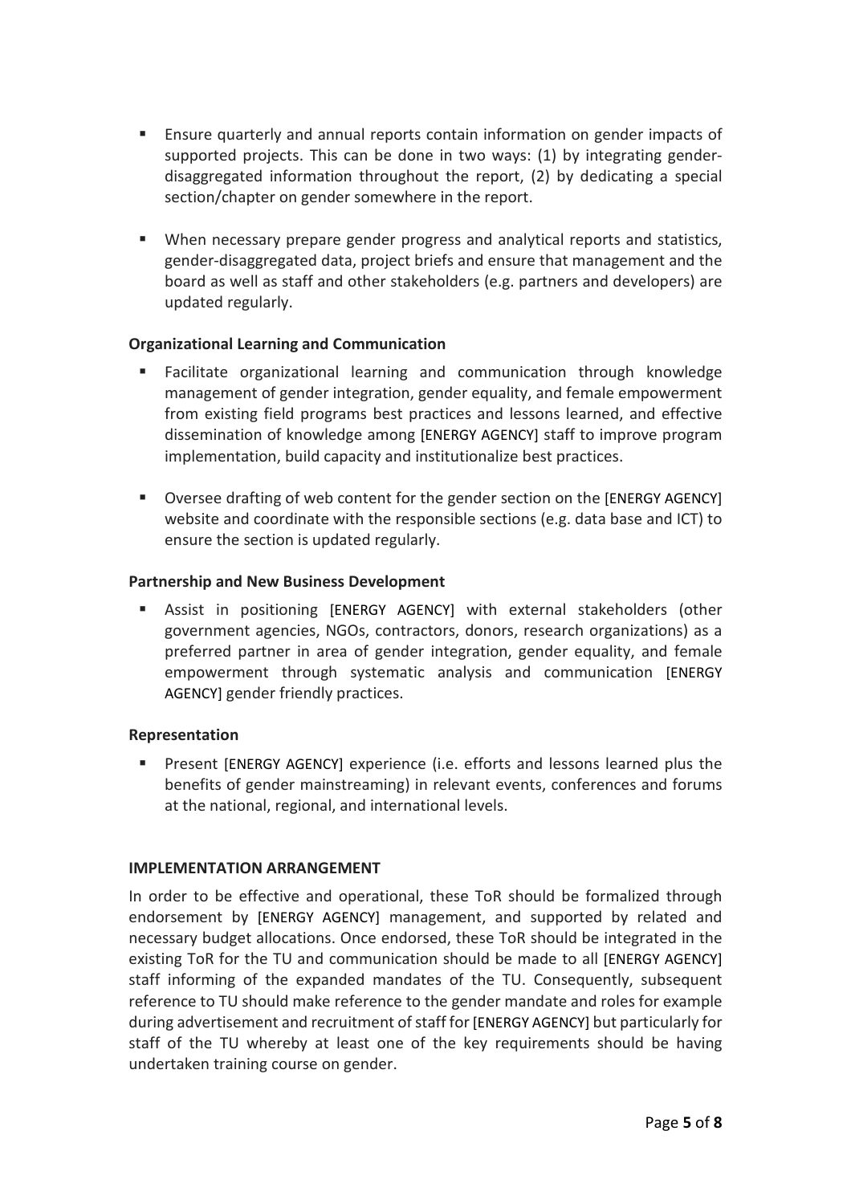- Ensure quarterly and annual reports contain information on gender impacts of supported projects. This can be done in two ways: (1) by integrating gender-disaggregated information throughout the report, (2) by dedicating a special section/chapter on gender somewhere in the report.

- When necessary prepare gender progress and analytical reports and statistics, gender-disaggregated data, project briefs and ensure that management and the board as well as staff and other stakeholders (e.g. partners and developers) are updated regularly.

**Organizational Learning and Communication**

- Facilitate organizational learning and communication through knowledge management of gender integration, gender equality, and female empowerment from existing field programs best practices and lessons learned, and effective dissemination of knowledge among [ENERGY AGENCY] staff to improve program implementation, build capacity and institutionalize best practices.

- Oversee drafting of web content for the gender section on the [ENERGY AGENCY] website and coordinate with the responsible sections (e.g. data base and ICT) to ensure the section is updated regularly.

**Partnership and New Business Development**

- Assist in positioning [ENERGY AGENCY] with external stakeholders (other government agencies, NGOs, contractors, donors, research organizations) as a preferred partner in area of gender integration, gender equality, and female empowerment through systematic analysis and communication [ENERGY AGENCY] gender friendly practices.

**Representation**

- Present [ENERGY AGENCY] experience (i.e. efforts and lessons learned plus the benefits of gender mainstreaming) in relevant events, conferences and forums at the national, regional, and international levels.

**IMPLEMENTATION ARRANGEMENT**

In order to be effective and operational, these ToR should be formalized through endorsement by [ENERGY AGENCY] management, and supported by related and necessary budget allocations. Once endorsed, these ToR should be integrated in the existing ToR for the TU and communication should be made to all [ENERGY AGENCY] staff informing of the expanded mandates of the TU. Consequently, subsequent reference to TU should make reference to the gender mandate and roles for example during advertisement and recruitment of staff for [ENERGY AGENCY] but particularly for staff of the TU whereby at least one of the key requirements should be having undertaken training course on gender.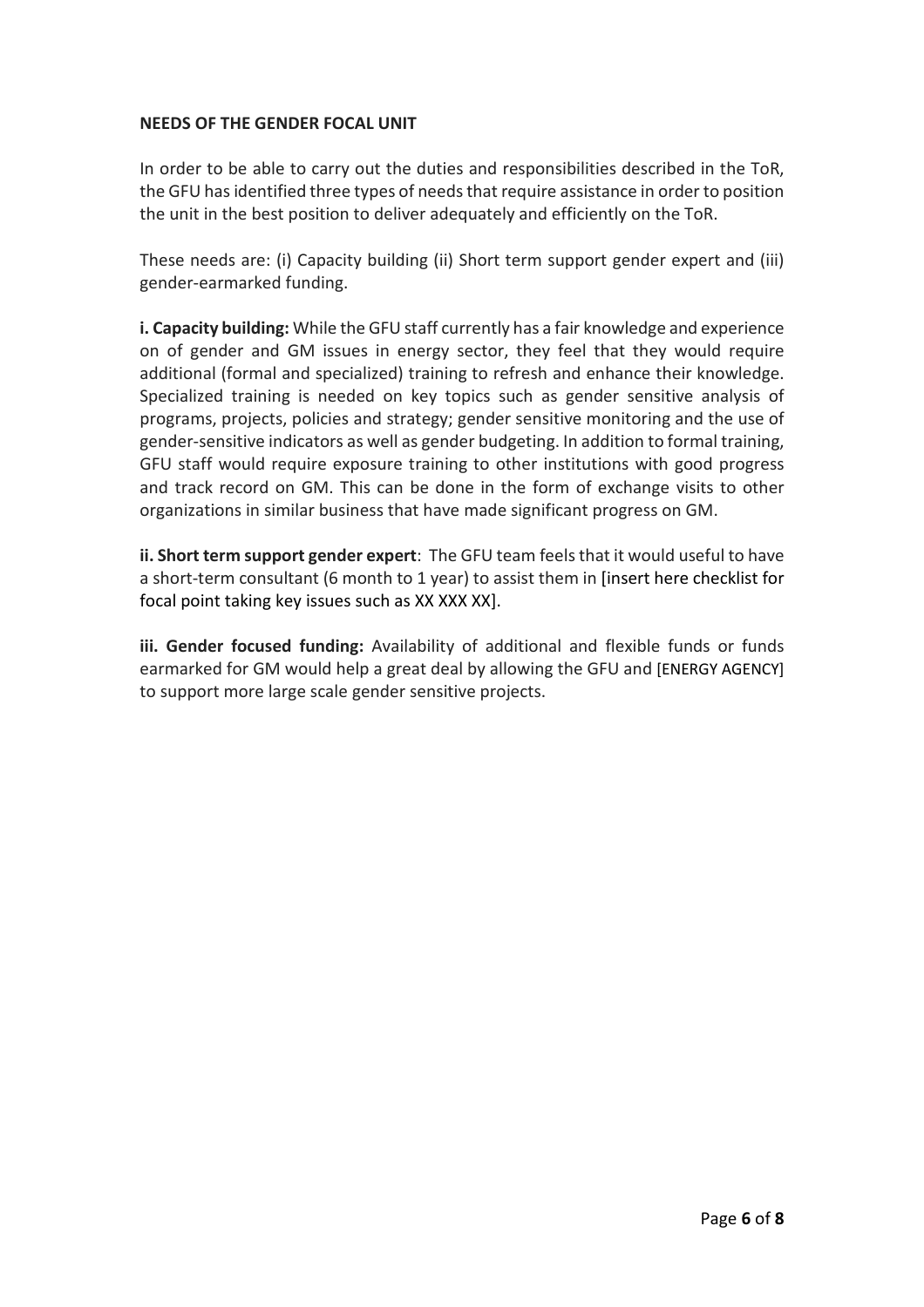**NEEDS OF THE GENDER FOCAL UNIT**

In order to be able to carry out the duties and responsibilities described in the ToR, the GFU has identified three types of needs that require assistance in order to position the unit in the best position to deliver adequately and efficiently on the ToR.

These needs are: (i) Capacity building (ii) Short term support gender expert and (iii) gender-earmarked funding.

**i. Capacity building:** While the GFU staff currently has a fair knowledge and experience on of gender and GM issues in energy sector, they feel that they would require additional (formal and specialized) training to refresh and enhance their knowledge. Specialized training is needed on key topics such as gender sensitive analysis of programs, projects, policies and strategy; gender sensitive monitoring and the use of gender-sensitive indicators as well as gender budgeting. In addition to formal training, GFU staff would require exposure training to other institutions with good progress and track record on GM. This can be done in the form of exchange visits to other organizations in similar business that have made significant progress on GM.

**ii. Short term support gender expert**: The GFU team feels that it would useful to have a short-term consultant (6 month to 1 year) to assist them in [insert here checklist for focal point taking key issues such as XX XXX XX].

**iii. Gender focused funding:** Availability of additional and flexible funds or funds earmarked for GM would help a great deal by allowing the GFU and [ENERGY AGENCY] to support more large scale gender sensitive projects.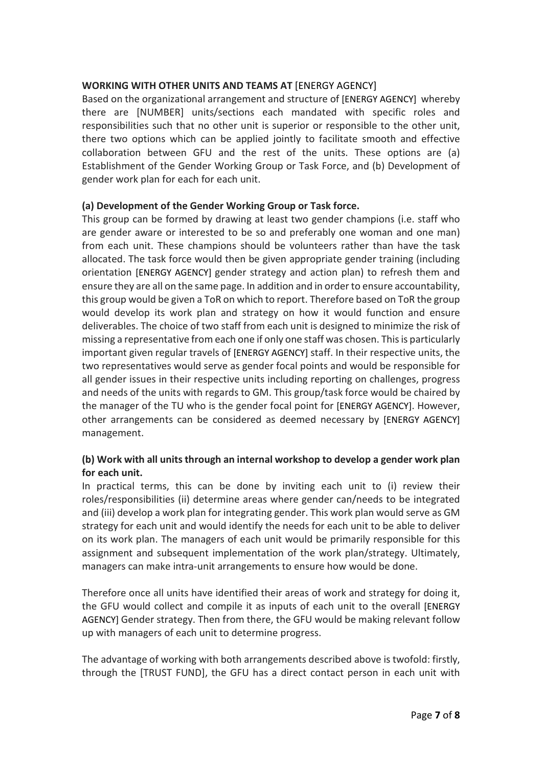**WORKING WITH OTHER UNITS AND TEAMS AT** [ENERGY AGENCY]

Based on the organizational arrangement and structure of [ENERGY AGENCY] whereby there are [NUMBER] units/sections each mandated with specific roles and responsibilities such that no other unit is superior or responsible to the other unit, there two options which can be applied jointly to facilitate smooth and effective collaboration between GFU and the rest of the units. These options are (a) Establishment of the Gender Working Group or Task Force, and (b) Development of gender work plan for each for each unit.

**(a) Development of the Gender Working Group or Task force.**

This group can be formed by drawing at least two gender champions (i.e. staff who are gender aware or interested to be so and preferably one woman and one man) from each unit. These champions should be volunteers rather than have the task allocated. The task force would then be given appropriate gender training (including orientation [ENERGY AGENCY] gender strategy and action plan) to refresh them and ensure they are all on the same page. In addition and in order to ensure accountability, this group would be given a ToR on which to report. Therefore based on ToR the group would develop its work plan and strategy on how it would function and ensure deliverables. The choice of two staff from each unit is designed to minimize the risk of missing a representative from each one if only one staff was chosen. This is particularly important given regular travels of [ENERGY AGENCY] staff. In their respective units, the two representatives would serve as gender focal points and would be responsible for all gender issues in their respective units including reporting on challenges, progress and needs of the units with regards to GM. This group/task force would be chaired by the manager of the TU who is the gender focal point for [ENERGY AGENCY]. However, other arrangements can be considered as deemed necessary by [ENERGY AGENCY] management.

**(b) Work with all units through an internal workshop to develop a gender work plan for each unit.**

In practical terms, this can be done by inviting each unit to (i) review their roles/responsibilities (ii) determine areas where gender can/needs to be integrated and (iii) develop a work plan for integrating gender. This work plan would serve as GM strategy for each unit and would identify the needs for each unit to be able to deliver on its work plan. The managers of each unit would be primarily responsible for this assignment and subsequent implementation of the work plan/strategy. Ultimately, managers can make intra-unit arrangements to ensure how would be done.

Therefore once all units have identified their areas of work and strategy for doing it, the GFU would collect and compile it as inputs of each unit to the overall [ENERGY AGENCY] Gender strategy. Then from there, the GFU would be making relevant follow up with managers of each unit to determine progress.

The advantage of working with both arrangements described above is twofold: firstly, through the [TRUST FUND], the GFU has a direct contact person in each unit with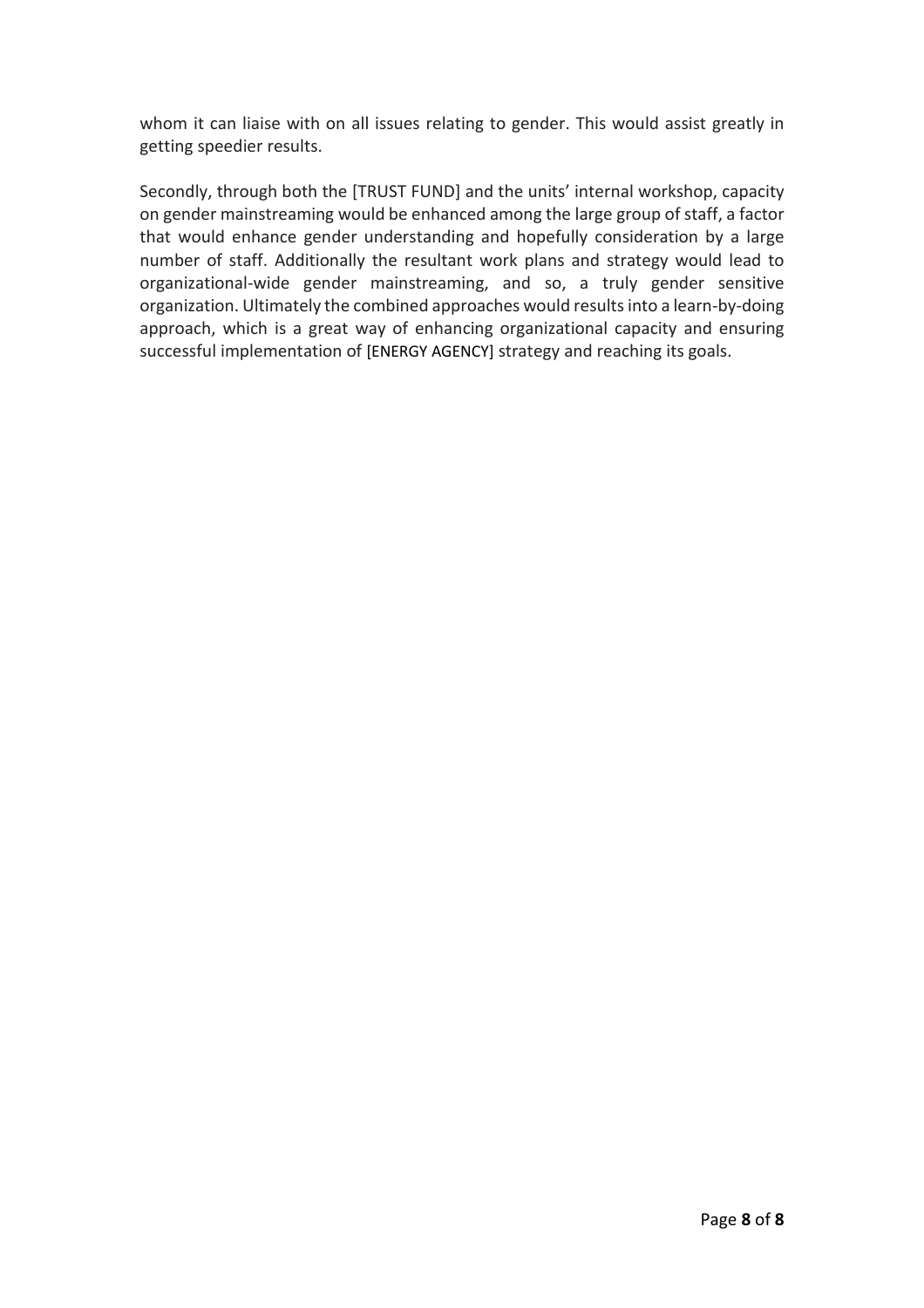whom it can liaise with on all issues relating to gender. This would assist greatly in getting speedier results.

Secondly, through both the [TRUST FUND] and the units' internal workshop, capacity on gender mainstreaming would be enhanced among the large group of staff, a factor that would enhance gender understanding and hopefully consideration by a large number of staff. Additionally the resultant work plans and strategy would lead to organizational-wide gender mainstreaming, and so, a truly gender sensitive organization. Ultimately the combined approaches would results into a learn-by-doing approach, which is a great way of enhancing organizational capacity and ensuring successful implementation of [ENERGY AGENCY] strategy and reaching its goals.